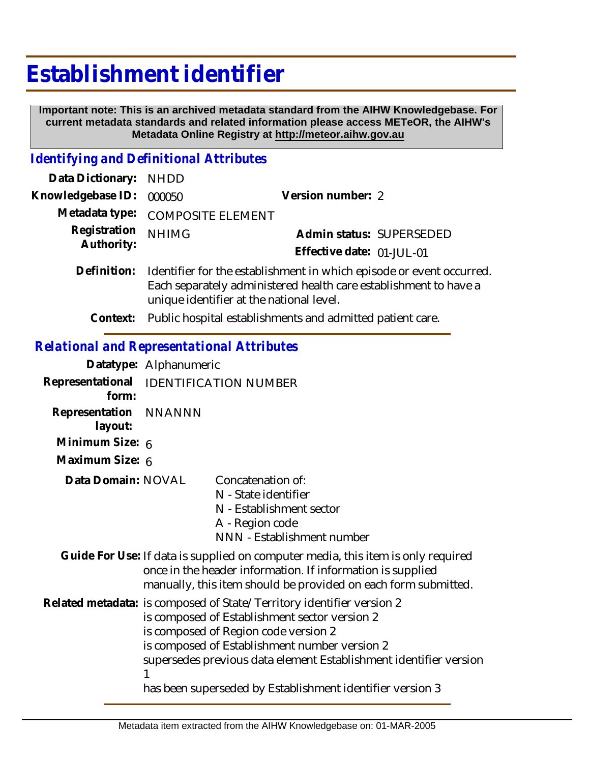# Establishment identifier

**Important note: This is an archived metadata standard from the AIHW Knowledgebase. For current metadata standards and related information please access METeOR, the AIHW's Metadata Online Registry at http://meteor.aihw.gov.au**

## *Identifying and Definitional Attributes*

**Data Dictionary:** NHDD

**Knowledgebase ID:** 000050

**Version number:** 2

**Metadata type:** COMPOSITE ELEMENT

**Registration Authority:** NHIMG

**Admin status:** SUPERSEDED

**Effective date:** 01-JUL-01

**Definition:** Identifier for the establishment in which episode or event occurred. Each separately administered health care establishment to have a unique identifier at the national level.

**Context:** Public hospital establishments and admitted patient care.

## *Relational and Representational Attributes*

**Datatype:** Alphanumeric

**Representational form:** IDENTIFICATION NUMBER

**Representation layout:** NNANNN

**Minimum Size:** 6

**Maximum Size:** 6

**Data Domain:** NOVAL

Concatenation of:
N - State identifier
N - Establishment sector
A - Region code
NNN - Establishment number

**Guide For Use:** If data is supplied on computer media, this item is only required once in the header information. If information is supplied manually, this item should be provided on each form submitted.

**Related metadata:** is composed of State/Territory identifier version 2
is composed of Establishment sector version 2
is composed of Region code version 2
is composed of Establishment number version 2
supersedes previous data element Establishment identifier version 1
has been superseded by Establishment identifier version 3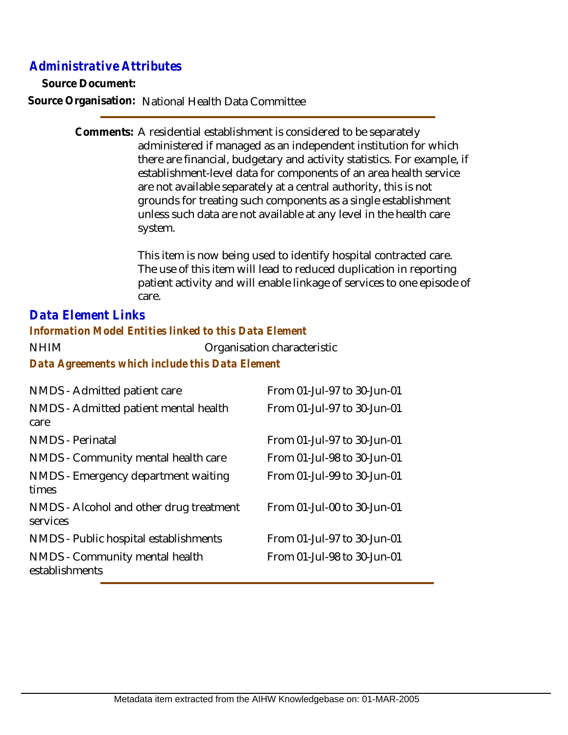## Administrative Attributes

**Source Document:**

**Source Organisation:** National Health Data Committee

**Comments:** A residential establishment is considered to be separately administered if managed as an independent institution for which there are financial, budgetary and activity statistics. For example, if establishment-level data for components of an area health service are not available separately at a central authority, this is not grounds for treating such components as a single establishment unless such data are not available at any level in the health care system.

This item is now being used to identify hospital contracted care. The use of this item will lead to reduced duplication in reporting patient activity and will enable linkage of services to one episode of care.

## Data Element Links

### Information Model Entities linked to this Data Element

| | |
|---|---|
| NHIM | Organisation characteristic |

### Data Agreements which include this Data Element

| | |
|---|---|
| NMDS - Admitted patient care | From 01-Jul-97 to 30-Jun-01 |
| NMDS - Admitted patient mental health care | From 01-Jul-97 to 30-Jun-01 |
| NMDS - Perinatal | From 01-Jul-97 to 30-Jun-01 |
| NMDS - Community mental health care | From 01-Jul-98 to 30-Jun-01 |
| NMDS - Emergency department waiting times | From 01-Jul-99 to 30-Jun-01 |
| NMDS - Alcohol and other drug treatment services | From 01-Jul-00 to 30-Jun-01 |
| NMDS - Public hospital establishments | From 01-Jul-97 to 30-Jun-01 |
| NMDS - Community mental health establishments | From 01-Jul-98 to 30-Jun-01 |